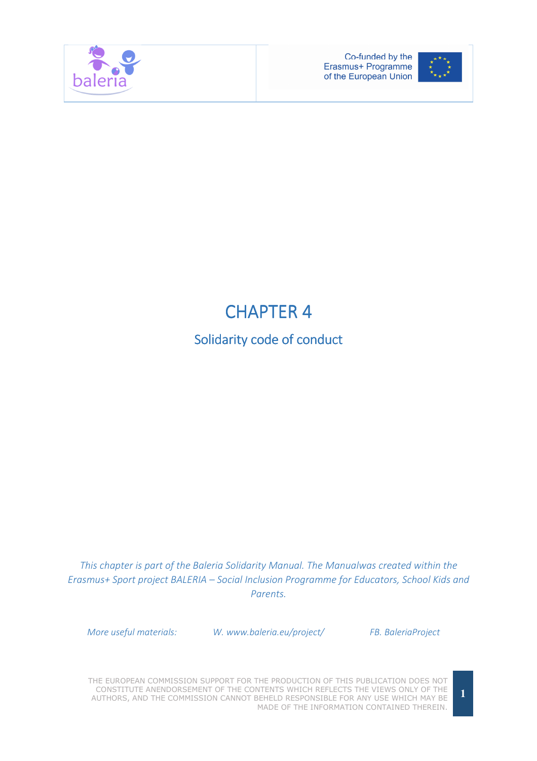# CHAPTER 4

## Solidarity code of conduct

*This chapter is part of the Baleria Solidarity Manual. The Manualwas created within the Erasmus+ Sport project BALERIA – Social Inclusion Programme for Educators, School Kids and Parents.*

*More useful materials:* *W. www.baleria.eu/project/* *FB. BaleriaProject*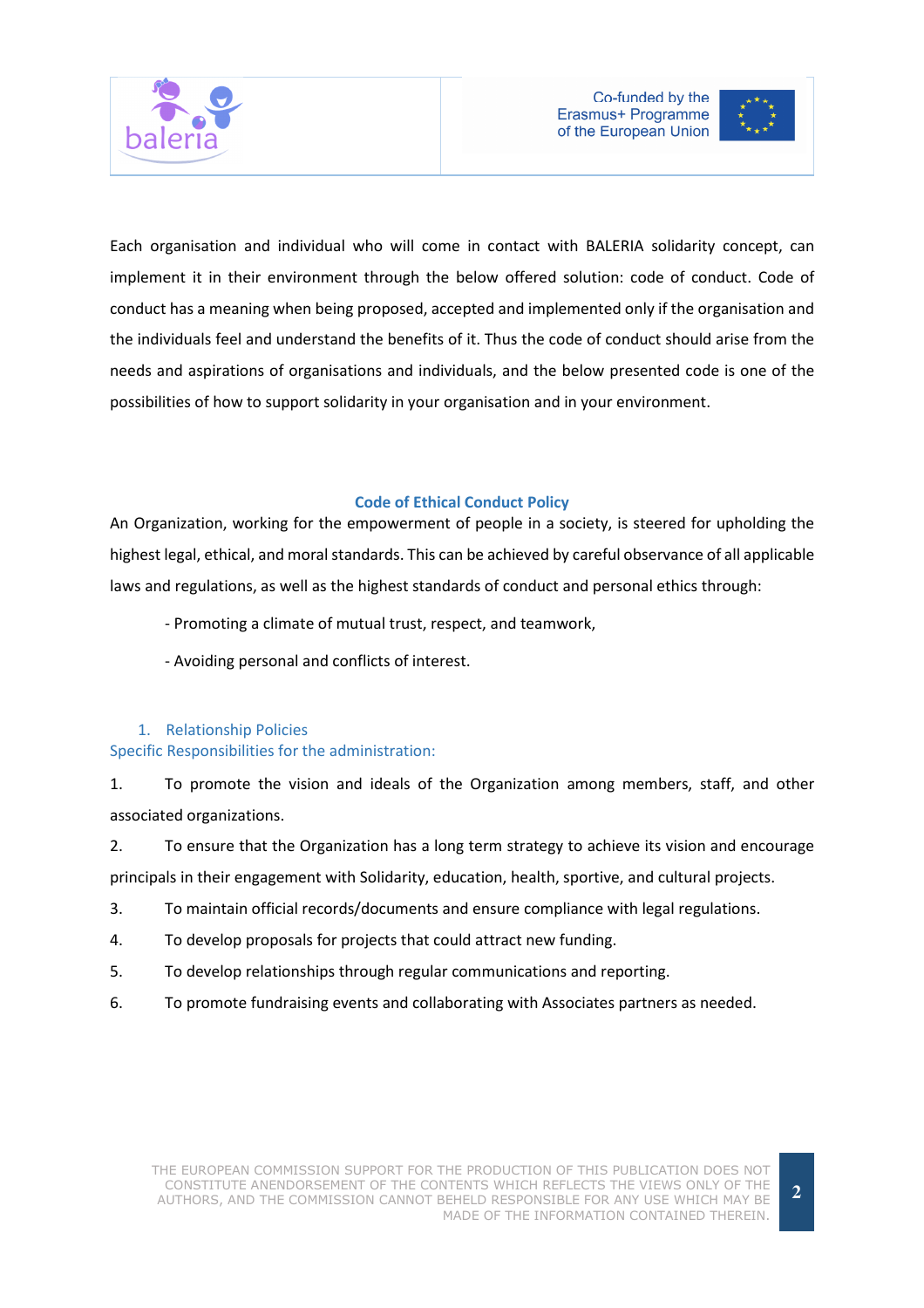Each organisation and individual who will come in contact with BALERIA solidarity concept, can implement it in their environment through the below offered solution: code of conduct. Code of conduct has a meaning when being proposed, accepted and implemented only if the organisation and the individuals feel and understand the benefits of it. Thus the code of conduct should arise from the needs and aspirations of organisations and individuals, and the below presented code is one of the possibilities of how to support solidarity in your organisation and in your environment.

## Code of Ethical Conduct Policy

An Organization, working for the empowerment of people in a society, is steered for upholding the highest legal, ethical, and moral standards. This can be achieved by careful observance of all applicable laws and regulations, as well as the highest standards of conduct and personal ethics through:

- Promoting a climate of mutual trust, respect, and teamwork,
- Avoiding personal and conflicts of interest.

### 1. Relationship Policies

Specific Responsibilities for the administration:

1. To promote the vision and ideals of the Organization among members, staff, and other associated organizations.
2. To ensure that the Organization has a long term strategy to achieve its vision and encourage principals in their engagement with Solidarity, education, health, sportive, and cultural projects.
3. To maintain official records/documents and ensure compliance with legal regulations.
4. To develop proposals for projects that could attract new funding.
5. To develop relationships through regular communications and reporting.
6. To promote fundraising events and collaborating with Associates partners as needed.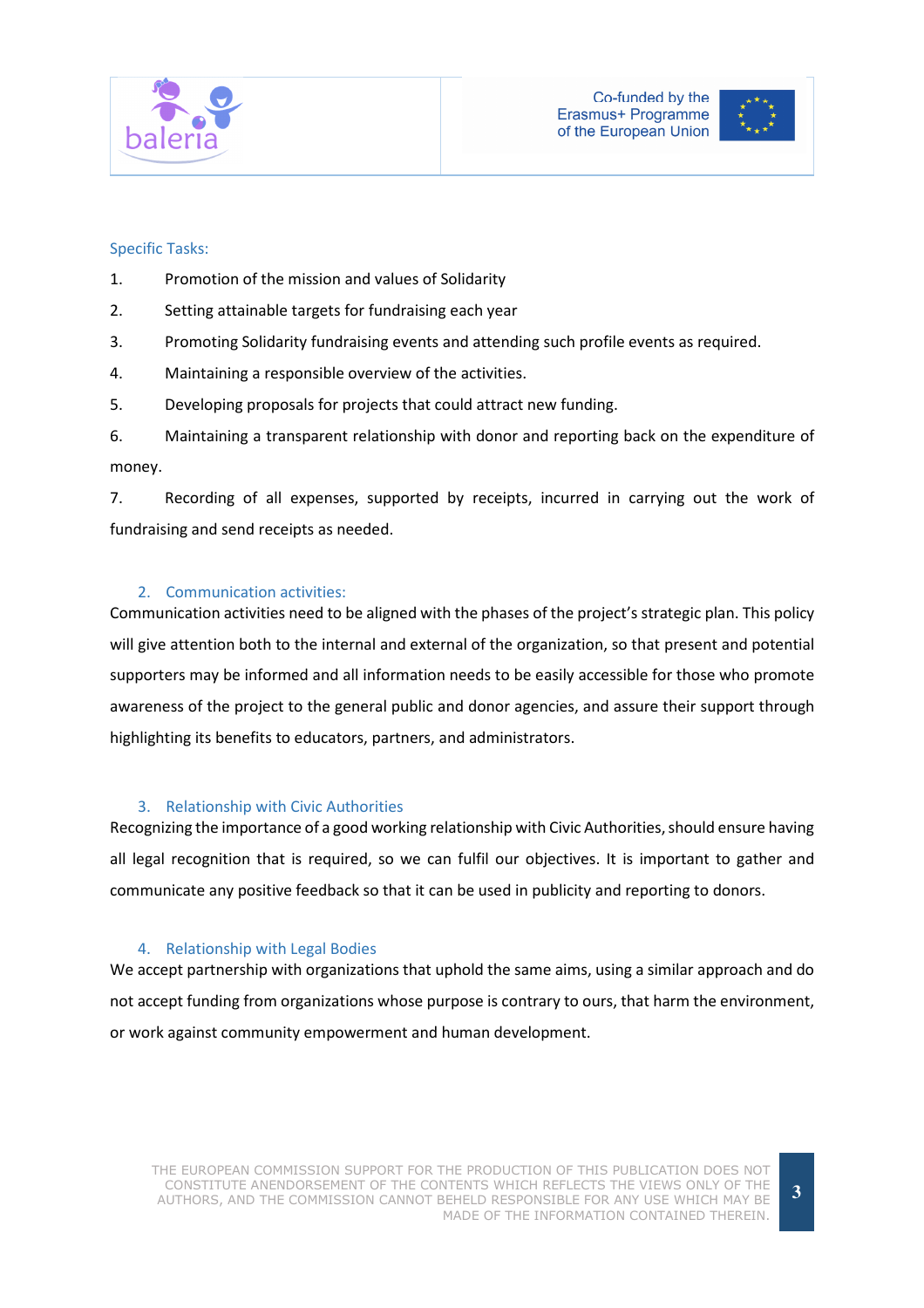Specific Tasks:

1. Promotion of the mission and values of Solidarity
2. Setting attainable targets for fundraising each year
3. Promoting Solidarity fundraising events and attending such profile events as required.
4. Maintaining a responsible overview of the activities.
5. Developing proposals for projects that could attract new funding.
6. Maintaining a transparent relationship with donor and reporting back on the expenditure of money.
7. Recording of all expenses, supported by receipts, incurred in carrying out the work of fundraising and send receipts as needed.

## 2. Communication activities:

Communication activities need to be aligned with the phases of the project's strategic plan. This policy will give attention both to the internal and external of the organization, so that present and potential supporters may be informed and all information needs to be easily accessible for those who promote awareness of the project to the general public and donor agencies, and assure their support through highlighting its benefits to educators, partners, and administrators.

## 3. Relationship with Civic Authorities

Recognizing the importance of a good working relationship with Civic Authorities, should ensure having all legal recognition that is required, so we can fulfil our objectives. It is important to gather and communicate any positive feedback so that it can be used in publicity and reporting to donors.

## 4. Relationship with Legal Bodies

We accept partnership with organizations that uphold the same aims, using a similar approach and do not accept funding from organizations whose purpose is contrary to ours, that harm the environment, or work against community empowerment and human development.